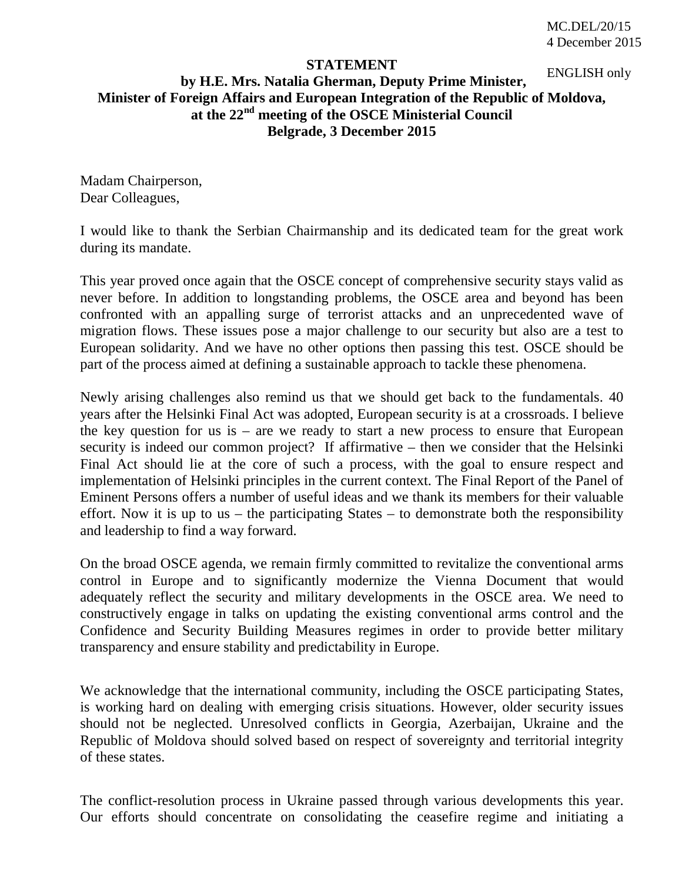MC.DEL/20/15
4 December 2015

ENGLISH only

**STATEMENT**
**by H.E. Mrs. Natalia Gherman, Deputy Prime Minister,**
**Minister of Foreign Affairs and European Integration of the Republic of Moldova,**
**at the 22nd meeting of the OSCE Ministerial Council**
**Belgrade, 3 December 2015**

Madam Chairperson,
Dear Colleagues,

I would like to thank the Serbian Chairmanship and its dedicated team for the great work during its mandate.

This year proved once again that the OSCE concept of comprehensive security stays valid as never before. In addition to longstanding problems, the OSCE area and beyond has been confronted with an appalling surge of terrorist attacks and an unprecedented wave of migration flows. These issues pose a major challenge to our security but also are a test to European solidarity. And we have no other options then passing this test. OSCE should be part of the process aimed at defining a sustainable approach to tackle these phenomena.

Newly arising challenges also remind us that we should get back to the fundamentals. 40 years after the Helsinki Final Act was adopted, European security is at a crossroads. I believe the key question for us is – are we ready to start a new process to ensure that European security is indeed our common project? If affirmative – then we consider that the Helsinki Final Act should lie at the core of such a process, with the goal to ensure respect and implementation of Helsinki principles in the current context. The Final Report of the Panel of Eminent Persons offers a number of useful ideas and we thank its members for their valuable effort. Now it is up to us – the participating States – to demonstrate both the responsibility and leadership to find a way forward.

On the broad OSCE agenda, we remain firmly committed to revitalize the conventional arms control in Europe and to significantly modernize the Vienna Document that would adequately reflect the security and military developments in the OSCE area. We need to constructively engage in talks on updating the existing conventional arms control and the Confidence and Security Building Measures regimes in order to provide better military transparency and ensure stability and predictability in Europe.

We acknowledge that the international community, including the OSCE participating States, is working hard on dealing with emerging crisis situations. However, older security issues should not be neglected. Unresolved conflicts in Georgia, Azerbaijan, Ukraine and the Republic of Moldova should solved based on respect of sovereignty and territorial integrity of these states.

The conflict-resolution process in Ukraine passed through various developments this year. Our efforts should concentrate on consolidating the ceasefire regime and initiating a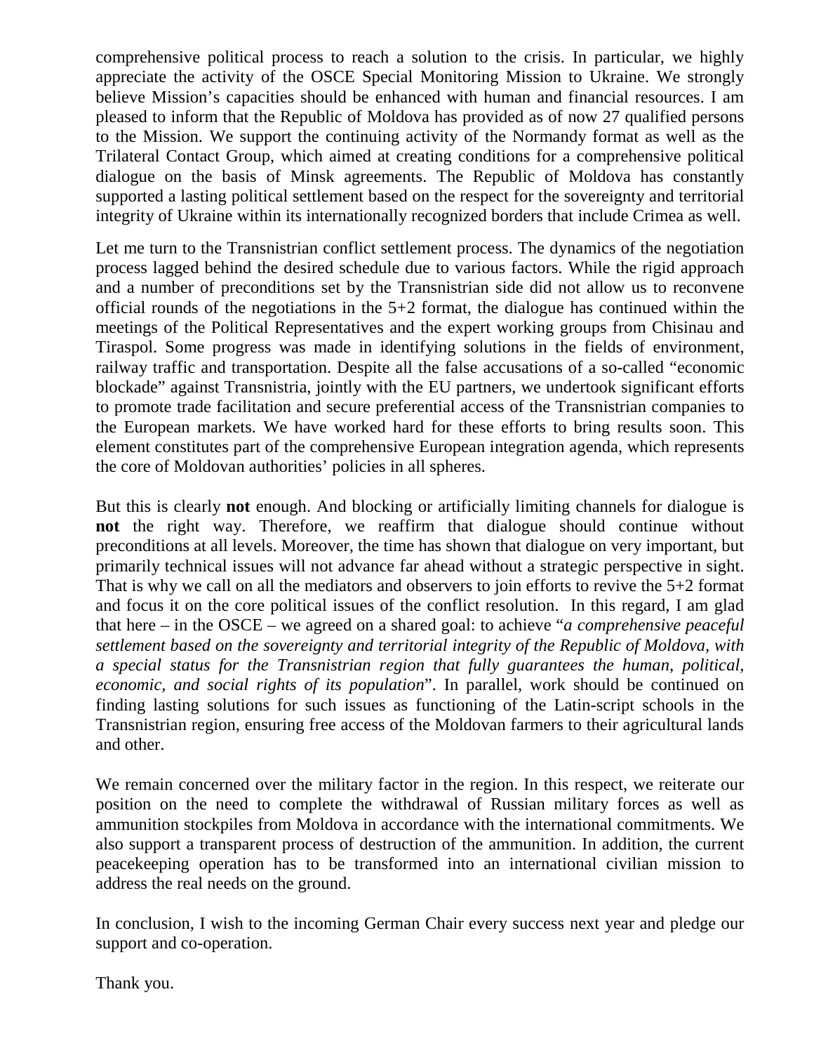comprehensive political process to reach a solution to the crisis. In particular, we highly appreciate the activity of the OSCE Special Monitoring Mission to Ukraine. We strongly believe Mission's capacities should be enhanced with human and financial resources. I am pleased to inform that the Republic of Moldova has provided as of now 27 qualified persons to the Mission. We support the continuing activity of the Normandy format as well as the Trilateral Contact Group, which aimed at creating conditions for a comprehensive political dialogue on the basis of Minsk agreements. The Republic of Moldova has constantly supported a lasting political settlement based on the respect for the sovereignty and territorial integrity of Ukraine within its internationally recognized borders that include Crimea as well.

Let me turn to the Transnistrian conflict settlement process. The dynamics of the negotiation process lagged behind the desired schedule due to various factors. While the rigid approach and a number of preconditions set by the Transnistrian side did not allow us to reconvene official rounds of the negotiations in the 5+2 format, the dialogue has continued within the meetings of the Political Representatives and the expert working groups from Chisinau and Tiraspol. Some progress was made in identifying solutions in the fields of environment, railway traffic and transportation. Despite all the false accusations of a so-called "economic blockade" against Transnistria, jointly with the EU partners, we undertook significant efforts to promote trade facilitation and secure preferential access of the Transnistrian companies to the European markets. We have worked hard for these efforts to bring results soon. This element constitutes part of the comprehensive European integration agenda, which represents the core of Moldovan authorities' policies in all spheres.

But this is clearly **not** enough. And blocking or artificially limiting channels for dialogue is **not** the right way. Therefore, we reaffirm that dialogue should continue without preconditions at all levels. Moreover, the time has shown that dialogue on very important, but primarily technical issues will not advance far ahead without a strategic perspective in sight. That is why we call on all the mediators and observers to join efforts to revive the 5+2 format and focus it on the core political issues of the conflict resolution. In this regard, I am glad that here – in the OSCE – we agreed on a shared goal: to achieve "*a comprehensive peaceful settlement based on the sovereignty and territorial integrity of the Republic of Moldova, with a special status for the Transnistrian region that fully guarantees the human, political, economic, and social rights of its population*". In parallel, work should be continued on finding lasting solutions for such issues as functioning of the Latin-script schools in the Transnistrian region, ensuring free access of the Moldovan farmers to their agricultural lands and other.

We remain concerned over the military factor in the region. In this respect, we reiterate our position on the need to complete the withdrawal of Russian military forces as well as ammunition stockpiles from Moldova in accordance with the international commitments. We also support a transparent process of destruction of the ammunition. In addition, the current peacekeeping operation has to be transformed into an international civilian mission to address the real needs on the ground.

In conclusion, I wish to the incoming German Chair every success next year and pledge our support and co-operation.

Thank you.